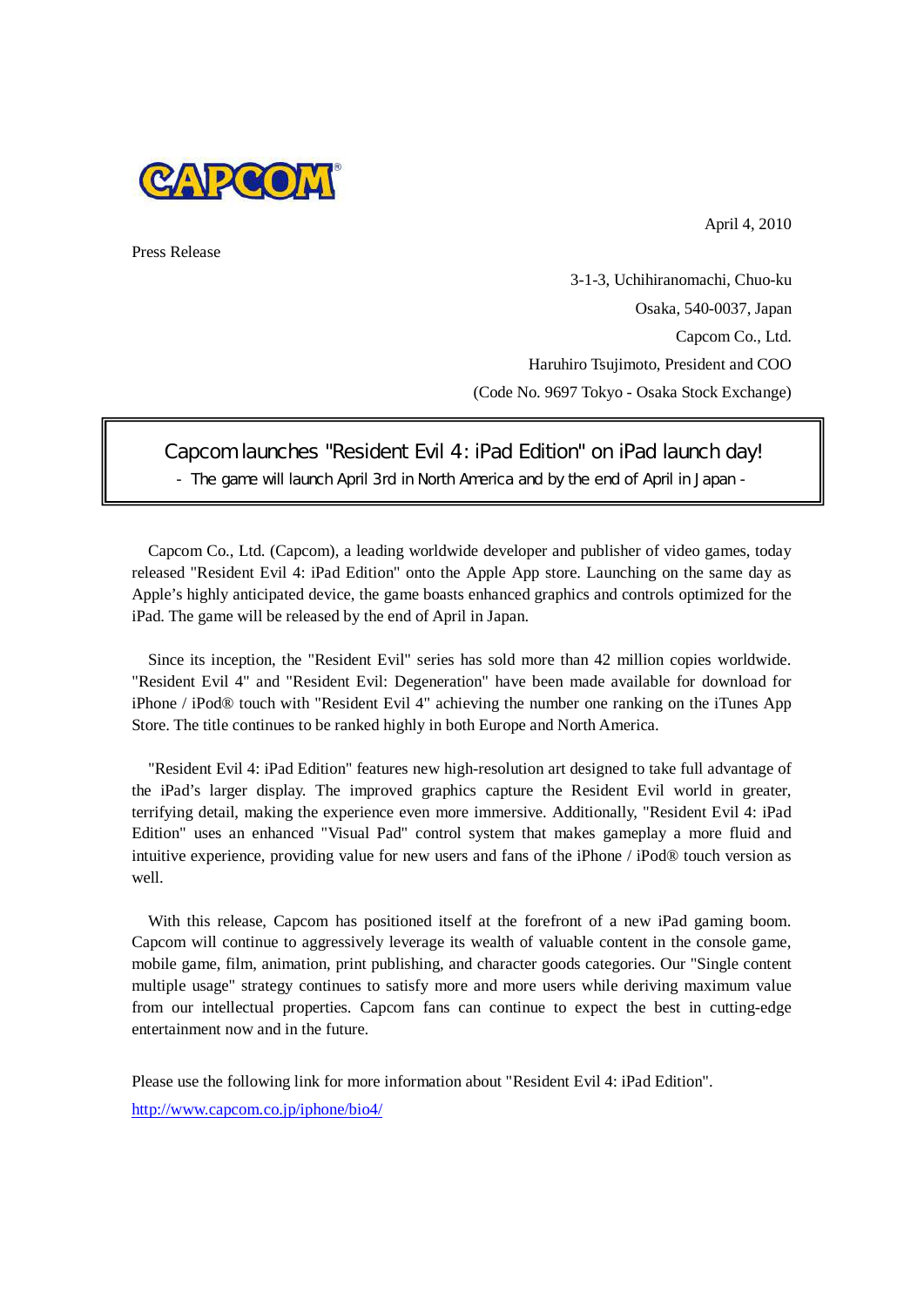CAPCOM®

April 4, 2010

Press Release

3-1-3, Uchihiranomachi, Chuo-ku
Osaka, 540-0037, Japan
Capcom Co., Ltd.
Haruhiro Tsujimoto, President and COO
(Code No. 9697 Tokyo - Osaka Stock Exchange)

# Capcom launches "Resident Evil 4: iPad Edition" on iPad launch day!

- The game will launch April 3rd in North America and by the end of April in Japan -

Capcom Co., Ltd. (Capcom), a leading worldwide developer and publisher of video games, today released "Resident Evil 4: iPad Edition" onto the Apple App store. Launching on the same day as Apple's highly anticipated device, the game boasts enhanced graphics and controls optimized for the iPad. The game will be released by the end of April in Japan.

Since its inception, the "Resident Evil" series has sold more than 42 million copies worldwide. "Resident Evil 4" and "Resident Evil: Degeneration" have been made available for download for iPhone / iPod® touch with "Resident Evil 4" achieving the number one ranking on the iTunes App Store. The title continues to be ranked highly in both Europe and North America.

"Resident Evil 4: iPad Edition" features new high-resolution art designed to take full advantage of the iPad's larger display. The improved graphics capture the Resident Evil world in greater, terrifying detail, making the experience even more immersive. Additionally, "Resident Evil 4: iPad Edition" uses an enhanced "Visual Pad" control system that makes gameplay a more fluid and intuitive experience, providing value for new users and fans of the iPhone / iPod® touch version as well.

With this release, Capcom has positioned itself at the forefront of a new iPad gaming boom. Capcom will continue to aggressively leverage its wealth of valuable content in the console game, mobile game, film, animation, print publishing, and character goods categories. Our "Single content multiple usage" strategy continues to satisfy more and more users while deriving maximum value from our intellectual properties. Capcom fans can continue to expect the best in cutting-edge entertainment now and in the future.

Please use the following link for more information about "Resident Evil 4: iPad Edition".
http://www.capcom.co.jp/iphone/bio4/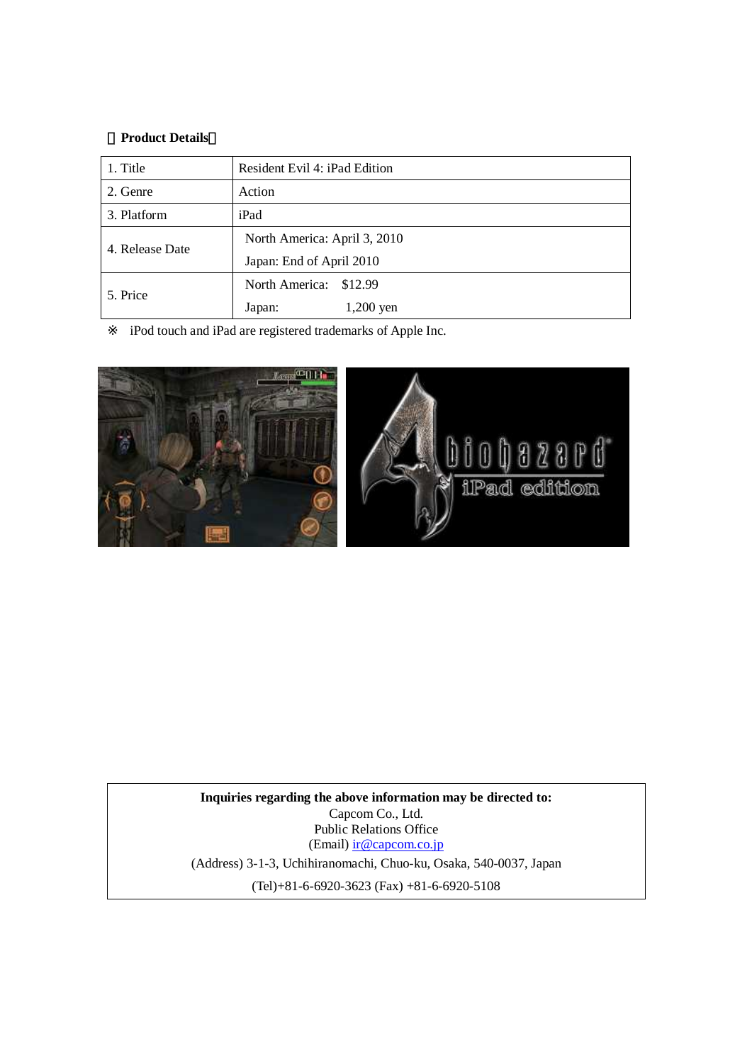**Product Details**

| | |
|---|---|
| 1. Title | Resident Evil 4: iPad Edition |
| 2. Genre | Action |
| 3. Platform | iPad |
| 4. Release Date | North America: April 3, 2010<br>Japan: End of April 2010 |
| 5. Price | North America: $12.99<br>Japan: 1,200 yen |

※ iPod touch and iPad are registered trademarks of Apple Inc.

**Inquiries regarding the above information may be directed to:**
Capcom Co., Ltd.
Public Relations Office
(Email) ir@capcom.co.jp
(Address) 3-1-3, Uchihiranomachi, Chuo-ku, Osaka, 540-0037, Japan
(Tel)+81-6-6920-3623 (Fax) +81-6-6920-5108